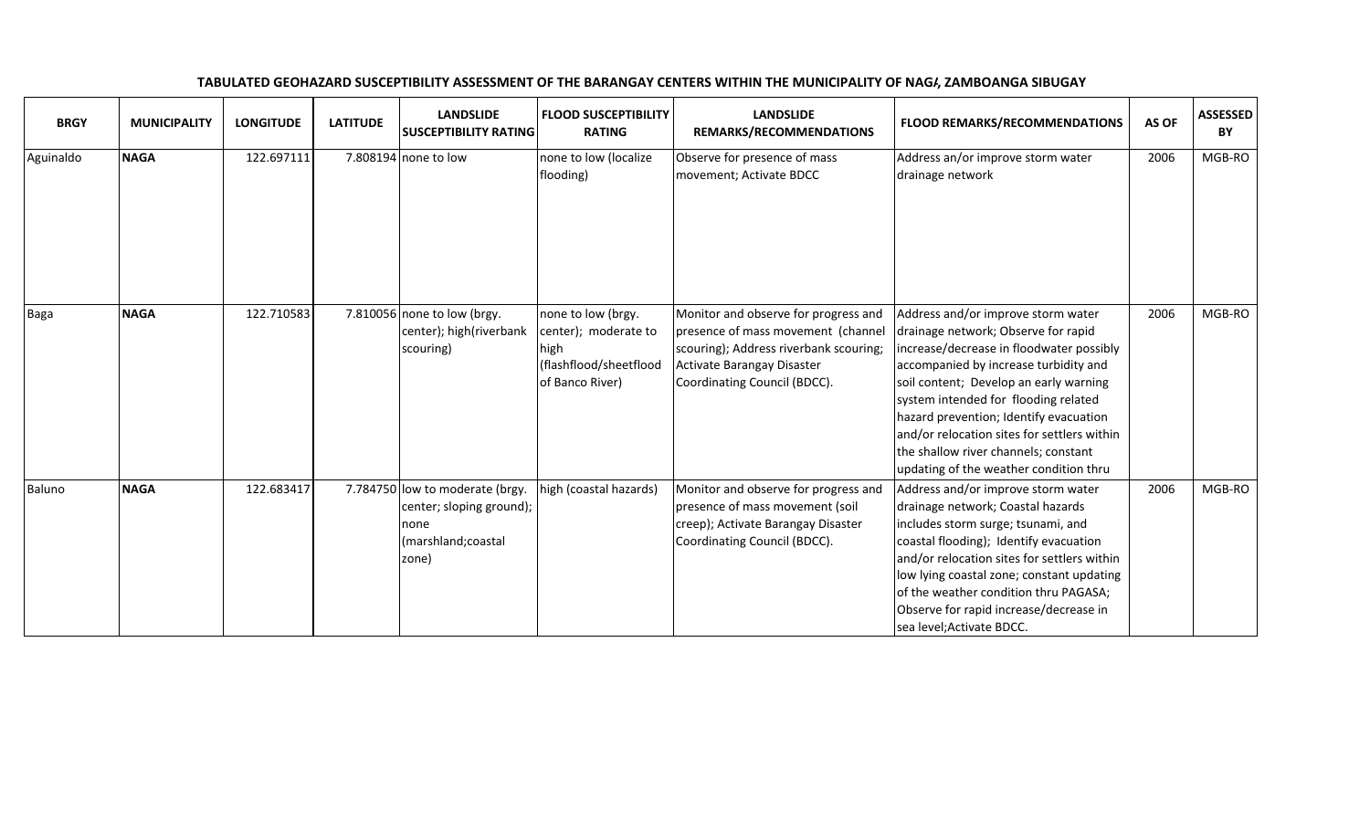**TABULATED GEOHAZARD SUSCEPTIBILITY ASSESSMENT OF THE BARANGAY CENTERS WITHIN THE MUNICIPALITY OF NAGA, ZAMBOANGA SIBUGAY**

| BRGY | MUNICIPALITY | LONGITUDE | LATITUDE | LANDSLIDE SUSCEPTIBILITY RATING | FLOOD SUSCEPTIBILITY RATING | LANDSLIDE REMARKS/RECOMMENDATIONS | FLOOD REMARKS/RECOMMENDATIONS | AS OF | ASSESSED BY |
|---|---|---|---|---|---|---|---|---|---|
| Aguinaldo | **NAGA** | 122.697111 | 7.808194 | none to low | none to low (localize flooding) | Observe for presence of mass movement; Activate BDCC | Address an/or improve storm water drainage network | 2006 | MGB-RO |
| Baga | **NAGA** | 122.710583 | 7.810056 | none to low (brgy. center); high(riverbank scouring) | none to low (brgy. center); moderate to high (flashflood/sheetflood of Banco River) | Monitor and observe for progress and presence of mass movement (channel scouring); Address riverbank scouring; Activate Barangay Disaster Coordinating Council (BDCC). | Address and/or improve storm water drainage network; Observe for rapid increase/decrease in floodwater possibly accompanied by increase turbidity and soil content; Develop an early warning system intended for flooding related hazard prevention; Identify evacuation and/or relocation sites for settlers within the shallow river channels; constant updating of the weather condition thru | 2006 | MGB-RO |
| Baluno | **NAGA** | 122.683417 | 7.784750 | low to moderate (brgy. center; sloping ground); none (marshland;coastal zone) | high (coastal hazards) | Monitor and observe for progress and presence of mass movement (soil creep); Activate Barangay Disaster Coordinating Council (BDCC). | Address and/or improve storm water drainage network; Coastal hazards includes storm surge; tsunami, and coastal flooding); Identify evacuation and/or relocation sites for settlers within low lying coastal zone; constant updating of the weather condition thru PAGASA; Observe for rapid increase/decrease in sea level;Activate BDCC. | 2006 | MGB-RO |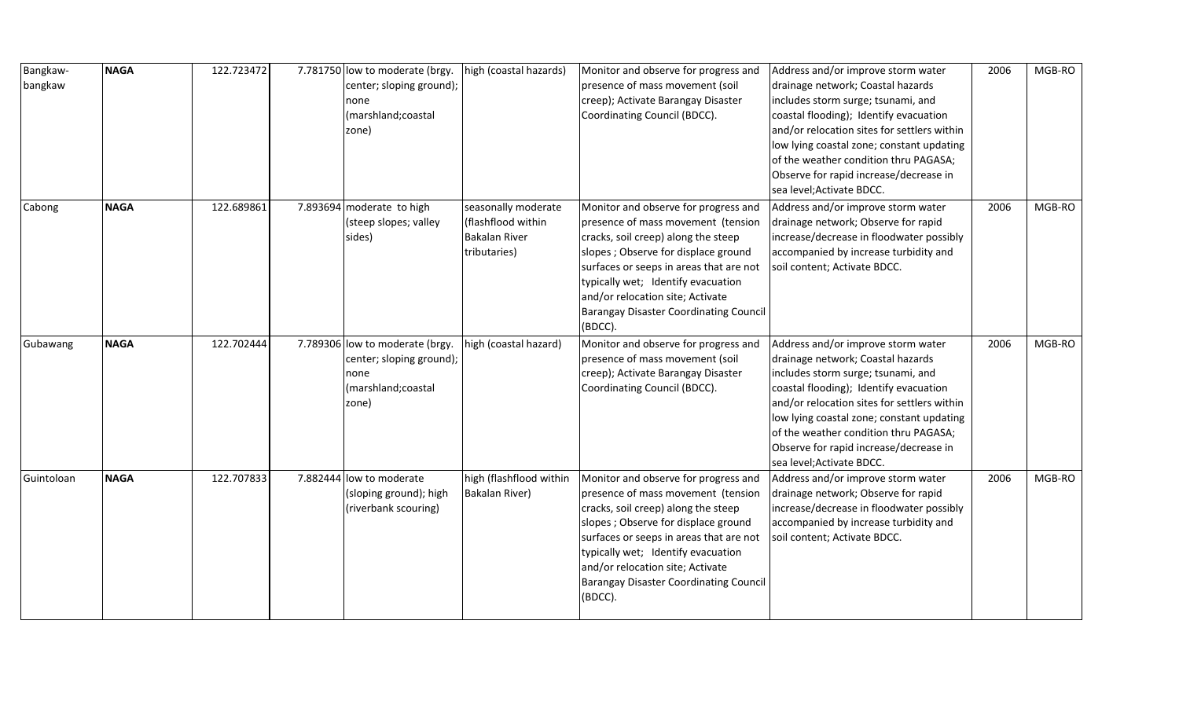| | | | | | | | | | |
|---|---|---|---|---|---|---|---|---|---|
| Bangkaw-bangkaw | **NAGA** | 122.723472 | 7.781750 | low to moderate (brgy. center; sloping ground); none (marshland;coastal zone) | high (coastal hazards) | Monitor and observe for progress and presence of mass movement (soil creep); Activate Barangay Disaster Coordinating Council (BDCC). | Address and/or improve storm water drainage network; Coastal hazards includes storm surge; tsunami, and coastal flooding); Identify evacuation and/or relocation sites for settlers within low lying coastal zone; constant updating of the weather condition thru PAGASA; Observe for rapid increase/decrease in sea level;Activate BDCC. | 2006 | MGB-RO |
| Cabong | **NAGA** | 122.689861 | 7.893694 | moderate to high (steep slopes; valley sides) | seasonally moderate (flashflood within Bakalan River tributaries) | Monitor and observe for progress and presence of mass movement (tension cracks, soil creep) along the steep slopes ; Observe for displace ground surfaces or seeps in areas that are not typically wet; Identify evacuation and/or relocation site; Activate Barangay Disaster Coordinating Council (BDCC). | Address and/or improve storm water drainage network; Observe for rapid increase/decrease in floodwater possibly accompanied by increase turbidity and soil content; Activate BDCC. | 2006 | MGB-RO |
| Gubawang | **NAGA** | 122.702444 | 7.789306 | low to moderate (brgy. center; sloping ground); none (marshland;coastal zone) | high (coastal hazard) | Monitor and observe for progress and presence of mass movement (soil creep); Activate Barangay Disaster Coordinating Council (BDCC). | Address and/or improve storm water drainage network; Coastal hazards includes storm surge; tsunami, and coastal flooding); Identify evacuation and/or relocation sites for settlers within low lying coastal zone; constant updating of the weather condition thru PAGASA; Observe for rapid increase/decrease in sea level;Activate BDCC. | 2006 | MGB-RO |
| Guintoloan | **NAGA** | 122.707833 | 7.882444 | low to moderate (sloping ground); high (riverbank scouring) | high (flashflood within Bakalan River) | Monitor and observe for progress and presence of mass movement (tension cracks, soil creep) along the steep slopes ; Observe for displace ground surfaces or seeps in areas that are not typically wet; Identify evacuation and/or relocation site; Activate Barangay Disaster Coordinating Council (BDCC). | Address and/or improve storm water drainage network; Observe for rapid increase/decrease in floodwater possibly accompanied by increase turbidity and soil content; Activate BDCC. | 2006 | MGB-RO |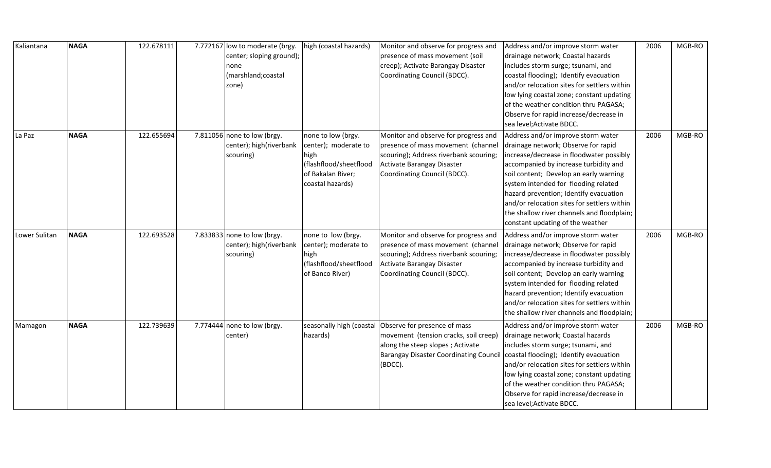| Kaliantana | **NAGA** | 122.678111 | 7.772167 | low to moderate (brgy. center; sloping ground); none (marshland;coastal zone) | high (coastal hazards) | Monitor and observe for progress and presence of mass movement (soil creep); Activate Barangay Disaster Coordinating Council (BDCC). | Address and/or improve storm water drainage network; Coastal hazards includes storm surge; tsunami, and coastal flooding); Identify evacuation and/or relocation sites for settlers within low lying coastal zone; constant updating of the weather condition thru PAGASA; Observe for rapid increase/decrease in sea level;Activate BDCC. | 2006 | MGB-RO |
|---|---|---|---|---|---|---|---|---|---|
| La Paz | **NAGA** | 122.655694 | 7.811056 | none to low (brgy. center); high(riverbank scouring) | none to low (brgy. center); moderate to high (flashflood/sheetflood of Bakalan River; coastal hazards) | Monitor and observe for progress and presence of mass movement (channel scouring); Address riverbank scouring; Activate Barangay Disaster Coordinating Council (BDCC). | Address and/or improve storm water drainage network; Observe for rapid increase/decrease in floodwater possibly accompanied by increase turbidity and soil content; Develop an early warning system intended for flooding related hazard prevention; Identify evacuation and/or relocation sites for settlers within the shallow river channels and floodplain; constant updating of the weather | 2006 | MGB-RO |
| Lower Sulitan | **NAGA** | 122.693528 | 7.833833 | none to low (brgy. center); high(riverbank scouring) | none to low (brgy. center); moderate to high (flashflood/sheetflood of Banco River) | Monitor and observe for progress and presence of mass movement (channel scouring); Address riverbank scouring; Activate Barangay Disaster Coordinating Council (BDCC). | Address and/or improve storm water drainage network; Observe for rapid increase/decrease in floodwater possibly accompanied by increase turbidity and soil content; Develop an early warning system intended for flooding related hazard prevention; Identify evacuation and/or relocation sites for settlers within the shallow river channels and floodplain; | 2006 | MGB-RO |
| Mamagon | **NAGA** | 122.739639 | 7.774444 | none to low (brgy. center) | seasonally high (coastal hazards) | Observe for presence of mass movement (tension cracks, soil creep) along the steep slopes ; Activate Barangay Disaster Coordinating Council (BDCC). | Address and/or improve storm water drainage network; Coastal hazards includes storm surge; tsunami, and coastal flooding); Identify evacuation and/or relocation sites for settlers within low lying coastal zone; constant updating of the weather condition thru PAGASA; Observe for rapid increase/decrease in sea level;Activate BDCC. | 2006 | MGB-RO |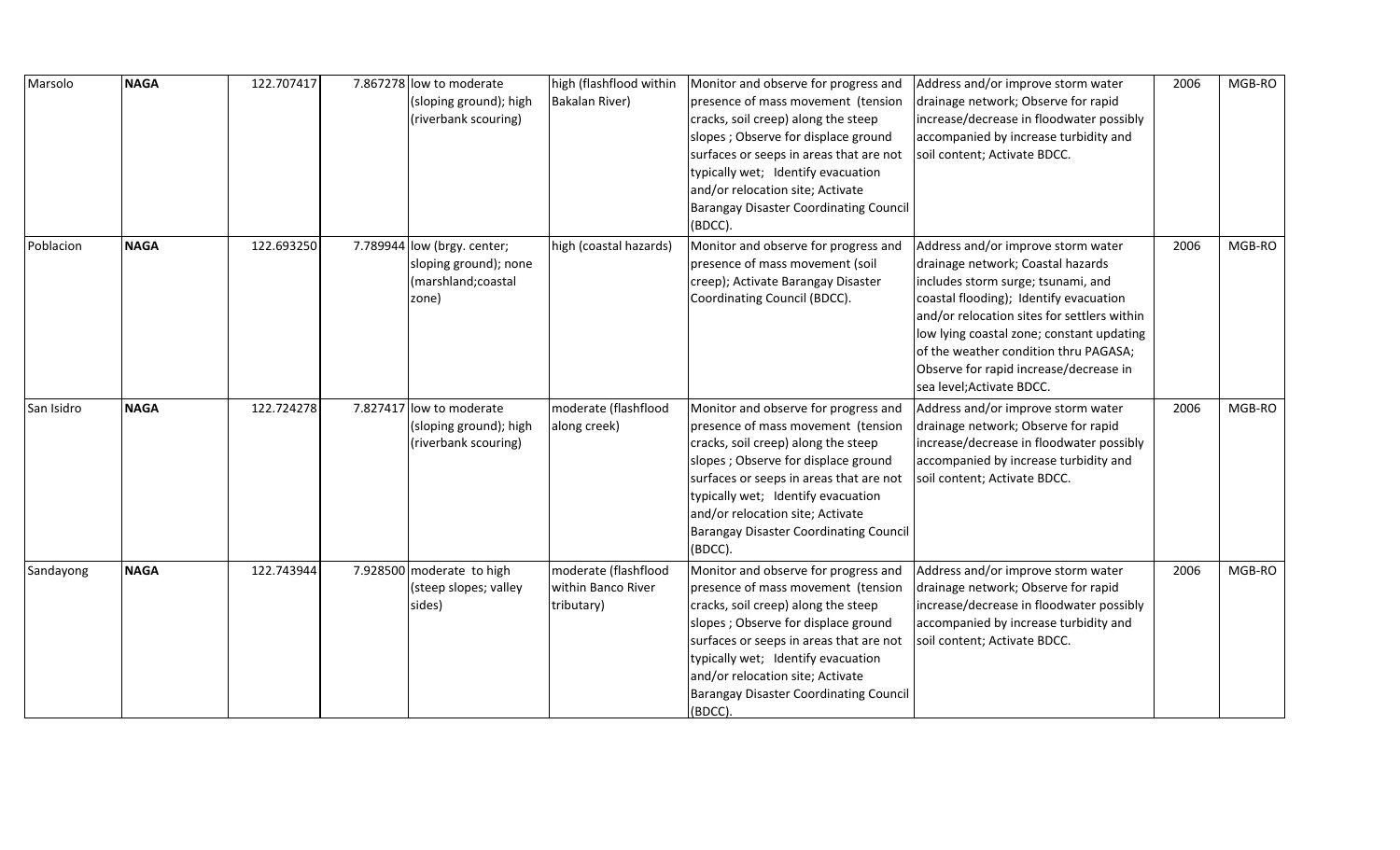| | | | | | | | | | |
|---|---|---|---|---|---|---|---|---|---|
| Marsolo | **NAGA** | 122.707417 | 7.867278 | low to moderate (sloping ground); high (riverbank scouring) | high (flashflood within Bakalan River) | Monitor and observe for progress and presence of mass movement (tension cracks, soil creep) along the steep slopes ; Observe for displace ground surfaces or seeps in areas that are not typically wet; Identify evacuation and/or relocation site; Activate Barangay Disaster Coordinating Council (BDCC). | Address and/or improve storm water drainage network; Observe for rapid increase/decrease in floodwater possibly accompanied by increase turbidity and soil content; Activate BDCC. | 2006 | MGB-RO |
| Poblacion | **NAGA** | 122.693250 | 7.789944 | low (brgy. center; sloping ground); none (marshland;coastal zone) | high (coastal hazards) | Monitor and observe for progress and presence of mass movement (soil creep); Activate Barangay Disaster Coordinating Council (BDCC). | Address and/or improve storm water drainage network; Coastal hazards includes storm surge; tsunami, and coastal flooding); Identify evacuation and/or relocation sites for settlers within low lying coastal zone; constant updating of the weather condition thru PAGASA; Observe for rapid increase/decrease in sea level;Activate BDCC. | 2006 | MGB-RO |
| San Isidro | **NAGA** | 122.724278 | 7.827417 | low to moderate (sloping ground); high (riverbank scouring) | moderate (flashflood along creek) | Monitor and observe for progress and presence of mass movement (tension cracks, soil creep) along the steep slopes ; Observe for displace ground surfaces or seeps in areas that are not typically wet; Identify evacuation and/or relocation site; Activate Barangay Disaster Coordinating Council (BDCC). | Address and/or improve storm water drainage network; Observe for rapid increase/decrease in floodwater possibly accompanied by increase turbidity and soil content; Activate BDCC. | 2006 | MGB-RO |
| Sandayong | **NAGA** | 122.743944 | 7.928500 | moderate to high (steep slopes; valley sides) | moderate (flashflood within Banco River tributary) | Monitor and observe for progress and presence of mass movement (tension cracks, soil creep) along the steep slopes ; Observe for displace ground surfaces or seeps in areas that are not typically wet; Identify evacuation and/or relocation site; Activate Barangay Disaster Coordinating Council (BDCC). | Address and/or improve storm water drainage network; Observe for rapid increase/decrease in floodwater possibly accompanied by increase turbidity and soil content; Activate BDCC. | 2006 | MGB-RO |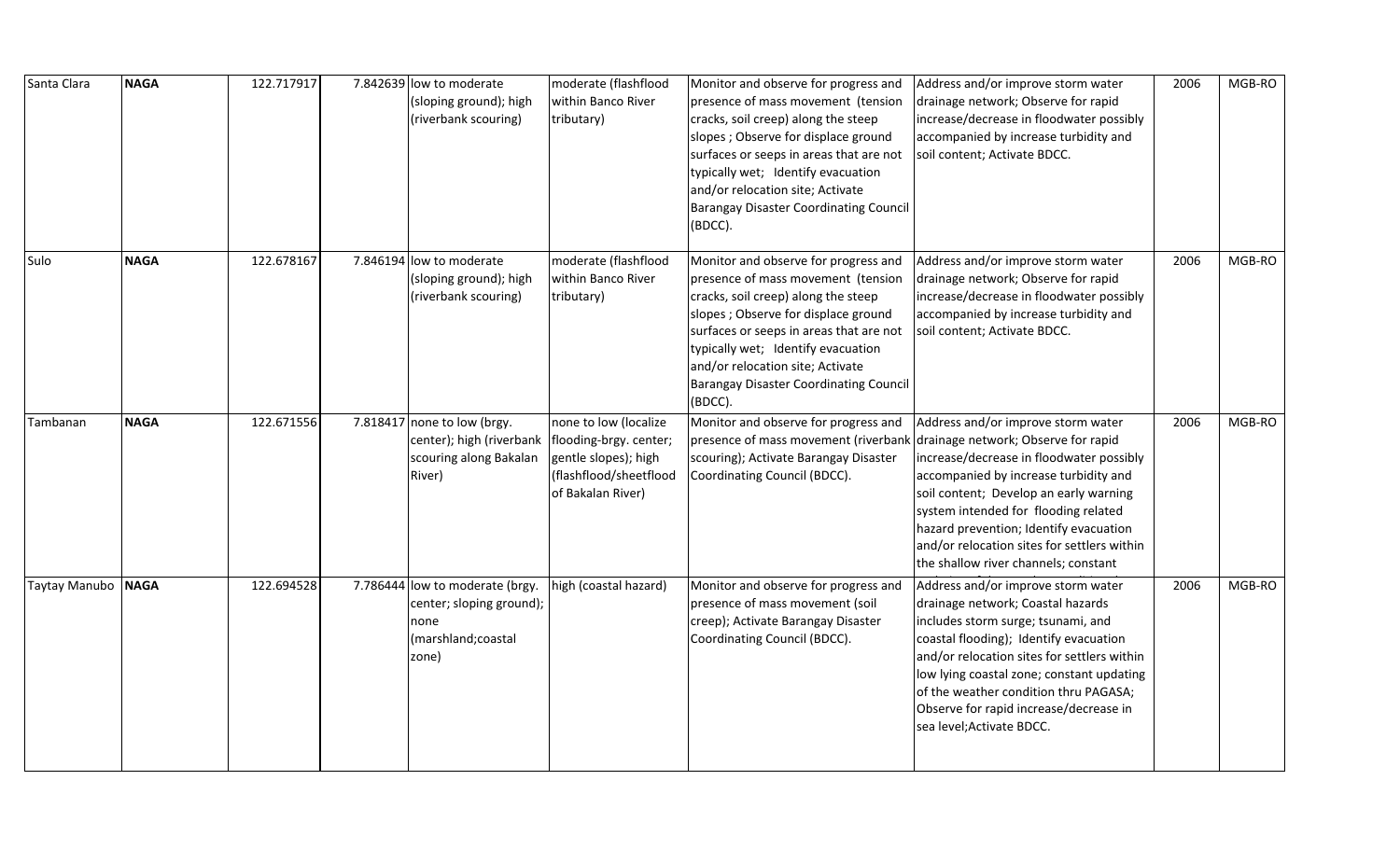| Santa Clara | **NAGA** | 122.717917 | 7.842639 | low to moderate (sloping ground); high (riverbank scouring) | moderate (flashflood within Banco River tributary) | Monitor and observe for progress and presence of mass movement (tension cracks, soil creep) along the steep slopes ; Observe for displace ground surfaces or seeps in areas that are not typically wet; Identify evacuation and/or relocation site; Activate Barangay Disaster Coordinating Council (BDCC). | Address and/or improve storm water drainage network; Observe for rapid increase/decrease in floodwater possibly accompanied by increase turbidity and soil content; Activate BDCC. | 2006 | MGB-RO |
|---|---|---|---|---|---|---|---|---|---|
| Sulo | **NAGA** | 122.678167 | 7.846194 | low to moderate (sloping ground); high (riverbank scouring) | moderate (flashflood within Banco River tributary) | Monitor and observe for progress and presence of mass movement (tension cracks, soil creep) along the steep slopes ; Observe for displace ground surfaces or seeps in areas that are not typically wet; Identify evacuation and/or relocation site; Activate Barangay Disaster Coordinating Council (BDCC). | Address and/or improve storm water drainage network; Observe for rapid increase/decrease in floodwater possibly accompanied by increase turbidity and soil content; Activate BDCC. | 2006 | MGB-RO |
| Tambanan | **NAGA** | 122.671556 | 7.818417 | none to low (brgy. center); high (riverbank scouring along Bakalan River) | none to low (localize flooding-brgy. center; gentle slopes); high (flashflood/sheetflood of Bakalan River) | Monitor and observe for progress and presence of mass movement (riverbank scouring); Activate Barangay Disaster Coordinating Council (BDCC). | Address and/or improve storm water drainage network; Observe for rapid increase/decrease in floodwater possibly accompanied by increase turbidity and soil content; Develop an early warning system intended for flooding related hazard prevention; Identify evacuation and/or relocation sites for settlers within the shallow river channels; constant | 2006 | MGB-RO |
| Taytay Manubo | **NAGA** | 122.694528 | 7.786444 | low to moderate (brgy. center; sloping ground); none (marshland;coastal zone) | high (coastal hazard) | Monitor and observe for progress and presence of mass movement (soil creep); Activate Barangay Disaster Coordinating Council (BDCC). | Address and/or improve storm water drainage network; Coastal hazards includes storm surge; tsunami, and coastal flooding); Identify evacuation and/or relocation sites for settlers within low lying coastal zone; constant updating of the weather condition thru PAGASA; Observe for rapid increase/decrease in sea level;Activate BDCC. | 2006 | MGB-RO |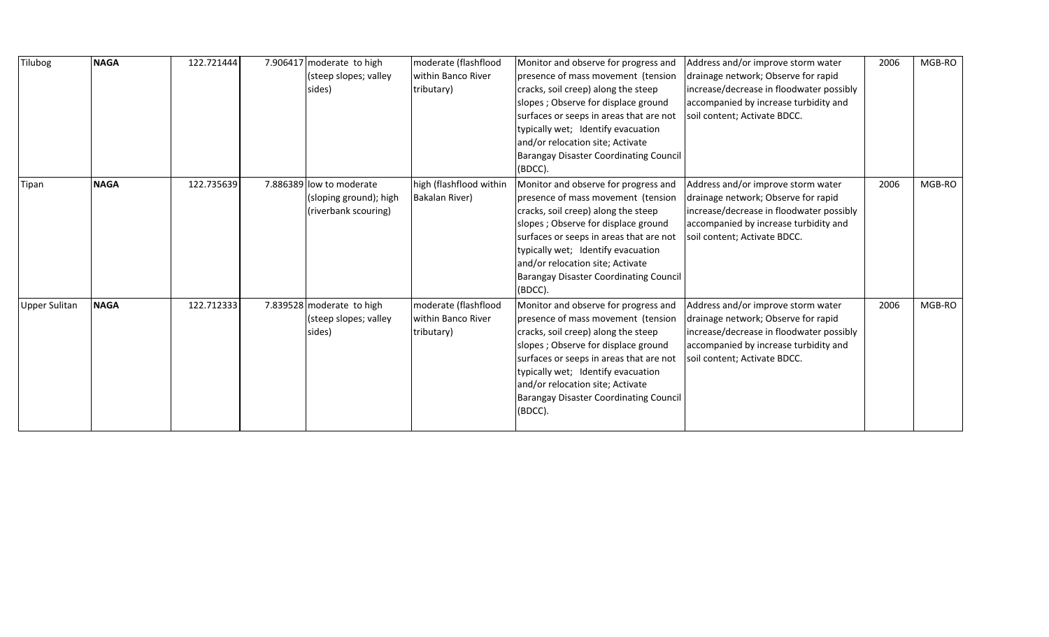| | | | | | | | | | |
|---|---|---|---|---|---|---|---|---|---|
| Tilubog | **NAGA** | 122.721444 | 7.906417 | moderate to high (steep slopes; valley sides) | moderate (flashflood within Banco River tributary) | Monitor and observe for progress and presence of mass movement (tension cracks, soil creep) along the steep slopes ; Observe for displace ground surfaces or seeps in areas that are not typically wet; Identify evacuation and/or relocation site; Activate Barangay Disaster Coordinating Council (BDCC). | Address and/or improve storm water drainage network; Observe for rapid increase/decrease in floodwater possibly accompanied by increase turbidity and soil content; Activate BDCC. | 2006 | MGB-RO |
| Tipan | **NAGA** | 122.735639 | 7.886389 | low to moderate (sloping ground); high (riverbank scouring) | high (flashflood within Bakalan River) | Monitor and observe for progress and presence of mass movement (tension cracks, soil creep) along the steep slopes ; Observe for displace ground surfaces or seeps in areas that are not typically wet; Identify evacuation and/or relocation site; Activate Barangay Disaster Coordinating Council (BDCC). | Address and/or improve storm water drainage network; Observe for rapid increase/decrease in floodwater possibly accompanied by increase turbidity and soil content; Activate BDCC. | 2006 | MGB-RO |
| Upper Sulitan | **NAGA** | 122.712333 | 7.839528 | moderate to high (steep slopes; valley sides) | moderate (flashflood within Banco River tributary) | Monitor and observe for progress and presence of mass movement (tension cracks, soil creep) along the steep slopes ; Observe for displace ground surfaces or seeps in areas that are not typically wet; Identify evacuation and/or relocation site; Activate Barangay Disaster Coordinating Council (BDCC). | Address and/or improve storm water drainage network; Observe for rapid increase/decrease in floodwater possibly accompanied by increase turbidity and soil content; Activate BDCC. | 2006 | MGB-RO |